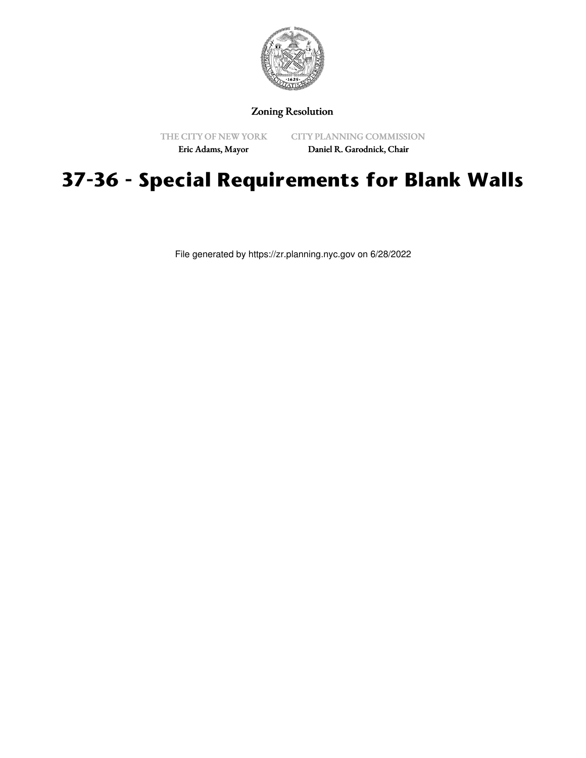Zoning Resolution

THE CITY OF NEW YORK
Eric Adams, Mayor

CITY PLANNING COMMISSION
Daniel R. Garodnick, Chair

# 37-36 - Special Requirements for Blank Walls

File generated by https://zr.planning.nyc.gov on 6/28/2022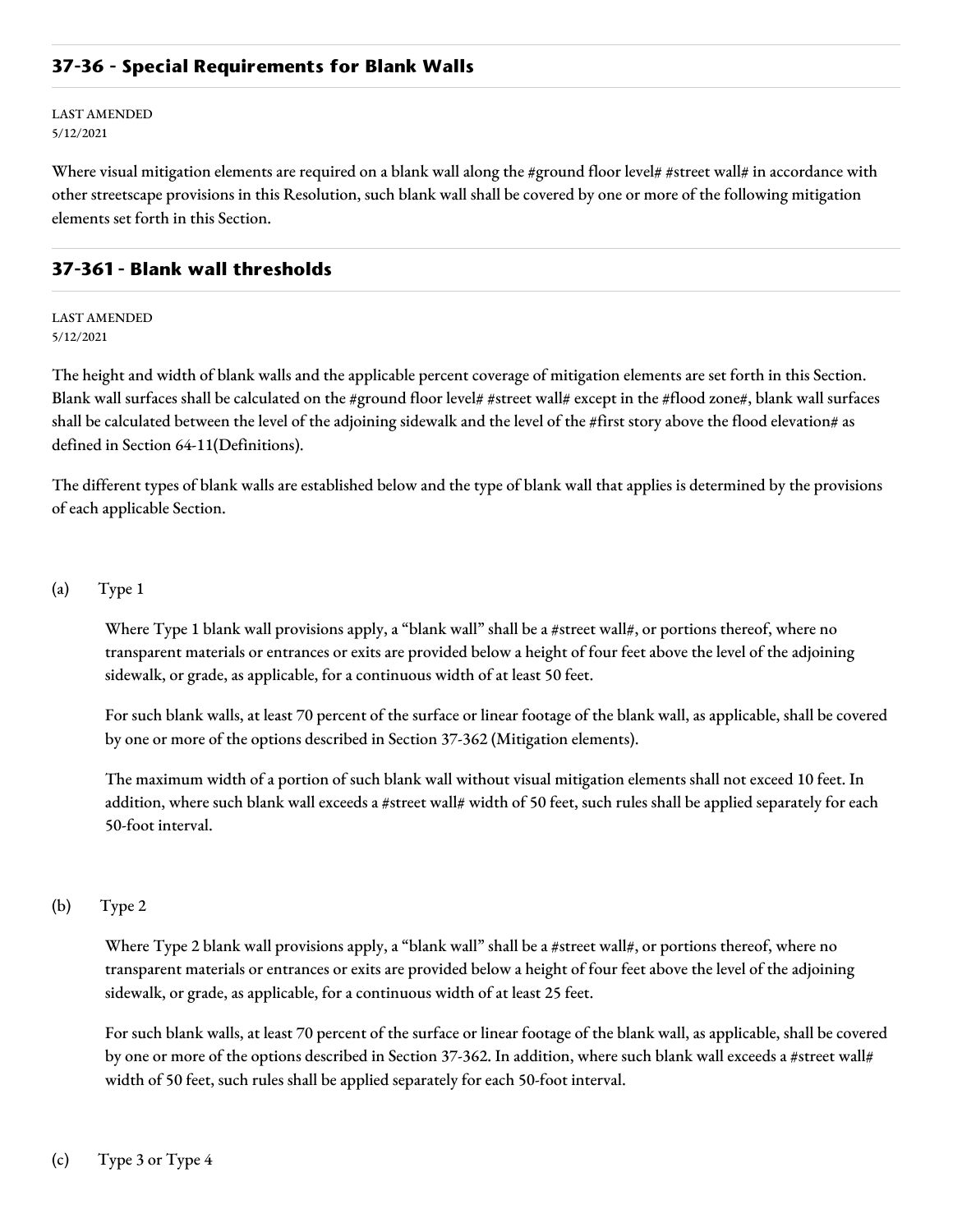## 37-36 - Special Requirements for Blank Walls

LAST AMENDED
5/12/2021

Where visual mitigation elements are required on a blank wall along the #ground floor level# #street wall# in accordance with other streetscape provisions in this Resolution, such blank wall shall be covered by one or more of the following mitigation elements set forth in this Section.

## 37-361 - Blank wall thresholds

LAST AMENDED
5/12/2021

The height and width of blank walls and the applicable percent coverage of mitigation elements are set forth in this Section. Blank wall surfaces shall be calculated on the #ground floor level# #street wall# except in the #flood zone#, blank wall surfaces shall be calculated between the level of the adjoining sidewalk and the level of the #first story above the flood elevation# as defined in Section 64-11(Definitions).

The different types of blank walls are established below and the type of blank wall that applies is determined by the provisions of each applicable Section.

(a) Type 1

Where Type 1 blank wall provisions apply, a "blank wall" shall be a #street wall#, or portions thereof, where no transparent materials or entrances or exits are provided below a height of four feet above the level of the adjoining sidewalk, or grade, as applicable, for a continuous width of at least 50 feet.

For such blank walls, at least 70 percent of the surface or linear footage of the blank wall, as applicable, shall be covered by one or more of the options described in Section 37-362 (Mitigation elements).

The maximum width of a portion of such blank wall without visual mitigation elements shall not exceed 10 feet. In addition, where such blank wall exceeds a #street wall# width of 50 feet, such rules shall be applied separately for each 50-foot interval.

(b) Type 2

Where Type 2 blank wall provisions apply, a "blank wall" shall be a #street wall#, or portions thereof, where no transparent materials or entrances or exits are provided below a height of four feet above the level of the adjoining sidewalk, or grade, as applicable, for a continuous width of at least 25 feet.

For such blank walls, at least 70 percent of the surface or linear footage of the blank wall, as applicable, shall be covered by one or more of the options described in Section 37-362. In addition, where such blank wall exceeds a #street wall# width of 50 feet, such rules shall be applied separately for each 50-foot interval.

(c) Type 3 or Type 4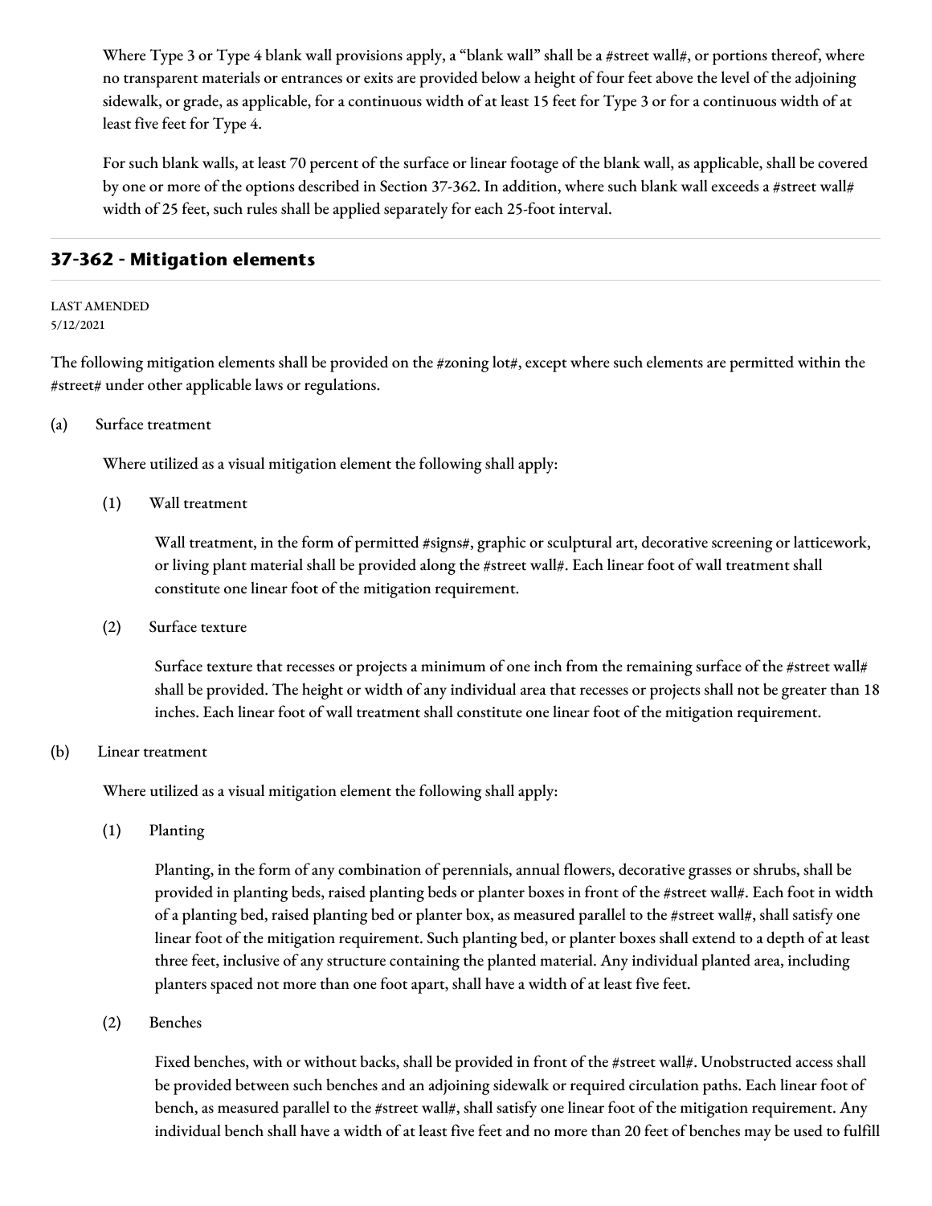Where Type 3 or Type 4 blank wall provisions apply, a "blank wall" shall be a #street wall#, or portions thereof, where no transparent materials or entrances or exits are provided below a height of four feet above the level of the adjoining sidewalk, or grade, as applicable, for a continuous width of at least 15 feet for Type 3 or for a continuous width of at least five feet for Type 4.

For such blank walls, at least 70 percent of the surface or linear footage of the blank wall, as applicable, shall be covered by one or more of the options described in Section 37-362. In addition, where such blank wall exceeds a #street wall# width of 25 feet, such rules shall be applied separately for each 25-foot interval.

## 37-362 - Mitigation elements

LAST AMENDED
5/12/2021

The following mitigation elements shall be provided on the #zoning lot#, except where such elements are permitted within the #street# under other applicable laws or regulations.

(a) Surface treatment

Where utilized as a visual mitigation element the following shall apply:

(1) Wall treatment

Wall treatment, in the form of permitted #signs#, graphic or sculptural art, decorative screening or latticework, or living plant material shall be provided along the #street wall#. Each linear foot of wall treatment shall constitute one linear foot of the mitigation requirement.

(2) Surface texture

Surface texture that recesses or projects a minimum of one inch from the remaining surface of the #street wall# shall be provided. The height or width of any individual area that recesses or projects shall not be greater than 18 inches. Each linear foot of wall treatment shall constitute one linear foot of the mitigation requirement.

(b) Linear treatment

Where utilized as a visual mitigation element the following shall apply:

(1) Planting

Planting, in the form of any combination of perennials, annual flowers, decorative grasses or shrubs, shall be provided in planting beds, raised planting beds or planter boxes in front of the #street wall#. Each foot in width of a planting bed, raised planting bed or planter box, as measured parallel to the #street wall#, shall satisfy one linear foot of the mitigation requirement. Such planting bed, or planter boxes shall extend to a depth of at least three feet, inclusive of any structure containing the planted material. Any individual planted area, including planters spaced not more than one foot apart, shall have a width of at least five feet.

(2) Benches

Fixed benches, with or without backs, shall be provided in front of the #street wall#. Unobstructed access shall be provided between such benches and an adjoining sidewalk or required circulation paths. Each linear foot of bench, as measured parallel to the #street wall#, shall satisfy one linear foot of the mitigation requirement. Any individual bench shall have a width of at least five feet and no more than 20 feet of benches may be used to fulfill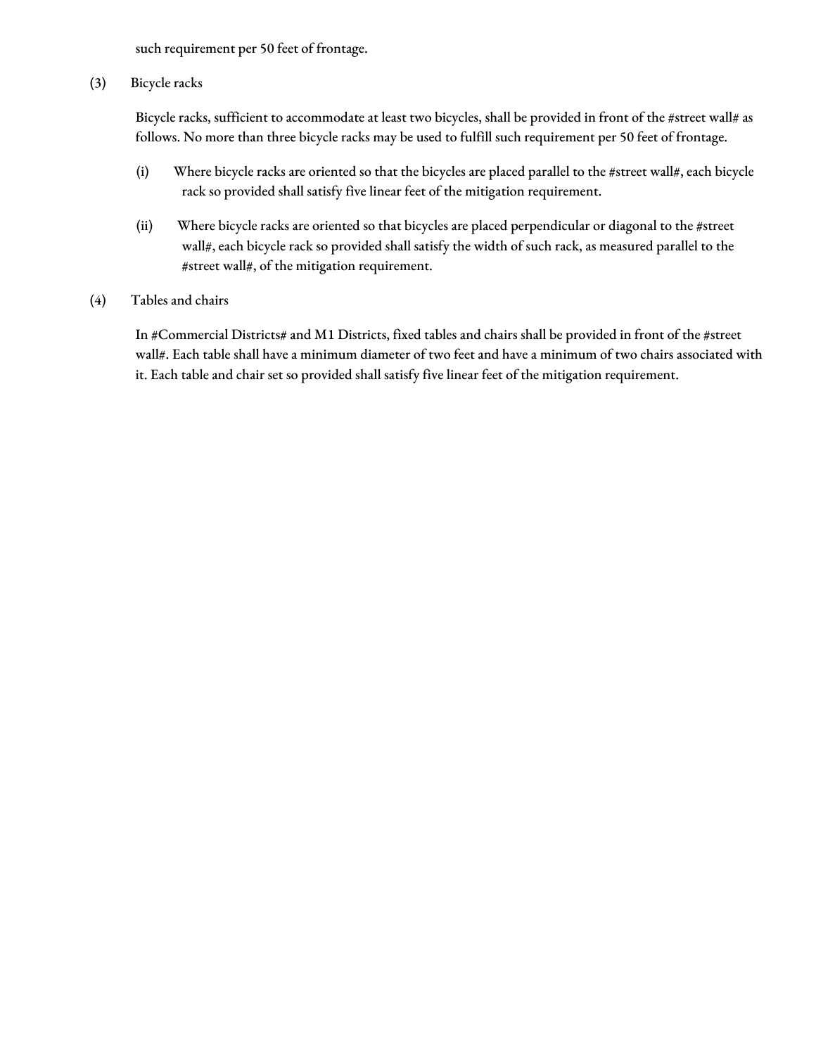such requirement per 50 feet of frontage.

(3) Bicycle racks

Bicycle racks, sufficient to accommodate at least two bicycles, shall be provided in front of the #street wall# as follows. No more than three bicycle racks may be used to fulfill such requirement per 50 feet of frontage.

(i) Where bicycle racks are oriented so that the bicycles are placed parallel to the #street wall#, each bicycle rack so provided shall satisfy five linear feet of the mitigation requirement.

(ii) Where bicycle racks are oriented so that bicycles are placed perpendicular or diagonal to the #street wall#, each bicycle rack so provided shall satisfy the width of such rack, as measured parallel to the #street wall#, of the mitigation requirement.

(4) Tables and chairs

In #Commercial Districts# and M1 Districts, fixed tables and chairs shall be provided in front of the #street wall#. Each table shall have a minimum diameter of two feet and have a minimum of two chairs associated with it. Each table and chair set so provided shall satisfy five linear feet of the mitigation requirement.